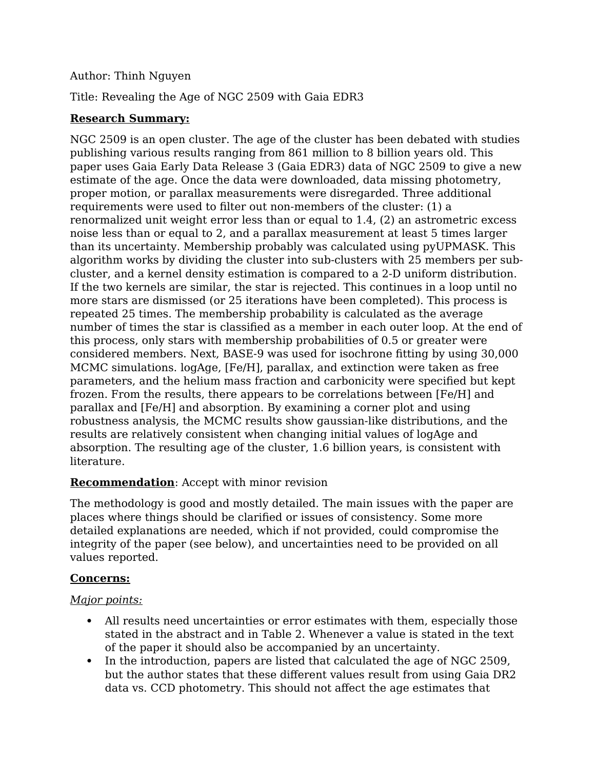Author: Thinh Nguyen

Title: Revealing the Age of NGC 2509 with Gaia EDR3

**Research Summary:**

NGC 2509 is an open cluster. The age of the cluster has been debated with studies publishing various results ranging from 861 million to 8 billion years old. This paper uses Gaia Early Data Release 3 (Gaia EDR3) data of NGC 2509 to give a new estimate of the age. Once the data were downloaded, data missing photometry, proper motion, or parallax measurements were disregarded. Three additional requirements were used to filter out non-members of the cluster: (1) a renormalized unit weight error less than or equal to 1.4, (2) an astrometric excess noise less than or equal to 2, and a parallax measurement at least 5 times larger than its uncertainty. Membership probably was calculated using pyUPMASK. This algorithm works by dividing the cluster into sub-clusters with 25 members per sub-cluster, and a kernel density estimation is compared to a 2-D uniform distribution. If the two kernels are similar, the star is rejected. This continues in a loop until no more stars are dismissed (or 25 iterations have been completed). This process is repeated 25 times. The membership probability is calculated as the average number of times the star is classified as a member in each outer loop. At the end of this process, only stars with membership probabilities of 0.5 or greater were considered members. Next, BASE-9 was used for isochrone fitting by using 30,000 MCMC simulations. logAge, [Fe/H], parallax, and extinction were taken as free parameters, and the helium mass fraction and carbonicity were specified but kept frozen. From the results, there appears to be correlations between [Fe/H] and parallax and [Fe/H] and absorption. By examining a corner plot and using robustness analysis, the MCMC results show gaussian-like distributions, and the results are relatively consistent when changing initial values of logAge and absorption. The resulting age of the cluster, 1.6 billion years, is consistent with literature.

**Recommendation**: Accept with minor revision

The methodology is good and mostly detailed. The main issues with the paper are places where things should be clarified or issues of consistency. Some more detailed explanations are needed, which if not provided, could compromise the integrity of the paper (see below), and uncertainties need to be provided on all values reported.

**Concerns:**

*Major points:*

- All results need uncertainties or error estimates with them, especially those stated in the abstract and in Table 2. Whenever a value is stated in the text of the paper it should also be accompanied by an uncertainty.
- In the introduction, papers are listed that calculated the age of NGC 2509, but the author states that these different values result from using Gaia DR2 data vs. CCD photometry. This should not affect the age estimates that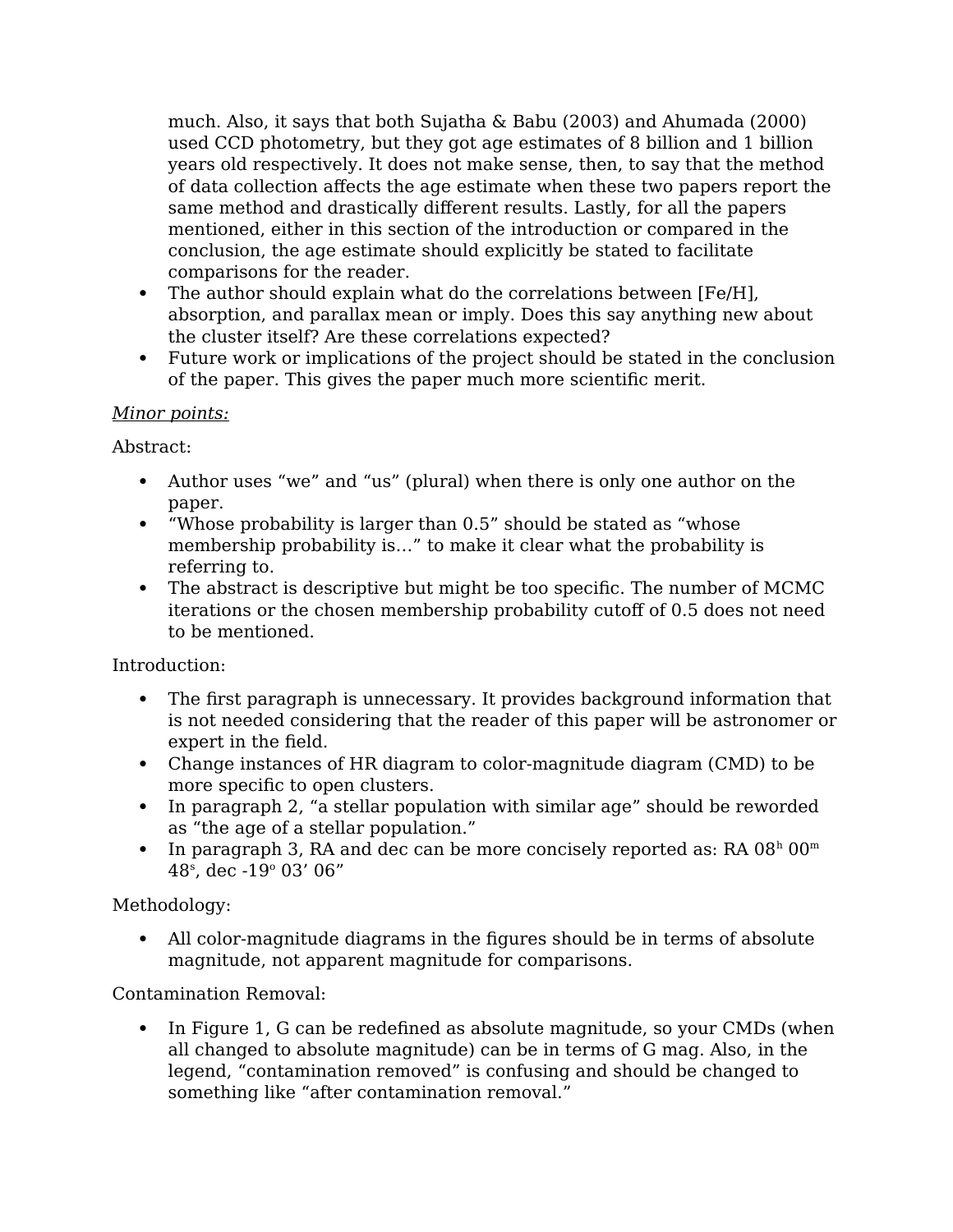much. Also, it says that both Sujatha & Babu (2003) and Ahumada (2000) used CCD photometry, but they got age estimates of 8 billion and 1 billion years old respectively. It does not make sense, then, to say that the method of data collection affects the age estimate when these two papers report the same method and drastically different results. Lastly, for all the papers mentioned, either in this section of the introduction or compared in the conclusion, the age estimate should explicitly be stated to facilitate comparisons for the reader.

- The author should explain what do the correlations between [Fe/H], absorption, and parallax mean or imply. Does this say anything new about the cluster itself? Are these correlations expected?
- Future work or implications of the project should be stated in the conclusion of the paper. This gives the paper much more scientific merit.

<u>*Minor points:*</u>

Abstract:

- Author uses "we" and "us" (plural) when there is only one author on the paper.
- "Whose probability is larger than 0.5" should be stated as "whose membership probability is…" to make it clear what the probability is referring to.
- The abstract is descriptive but might be too specific. The number of MCMC iterations or the chosen membership probability cutoff of 0.5 does not need to be mentioned.

Introduction:

- The first paragraph is unnecessary. It provides background information that is not needed considering that the reader of this paper will be astronomer or expert in the field.
- Change instances of HR diagram to color-magnitude diagram (CMD) to be more specific to open clusters.
- In paragraph 2, "a stellar population with similar age" should be reworded as "the age of a stellar population."
- In paragraph 3, RA and dec can be more concisely reported as: RA $08^h\ 00^m\ 48^s$, dec $-19^o\ 03'\ 06''$

Methodology:

- All color-magnitude diagrams in the figures should be in terms of absolute magnitude, not apparent magnitude for comparisons.

Contamination Removal:

- In Figure 1, G can be redefined as absolute magnitude, so your CMDs (when all changed to absolute magnitude) can be in terms of G mag. Also, in the legend, "contamination removed" is confusing and should be changed to something like "after contamination removal."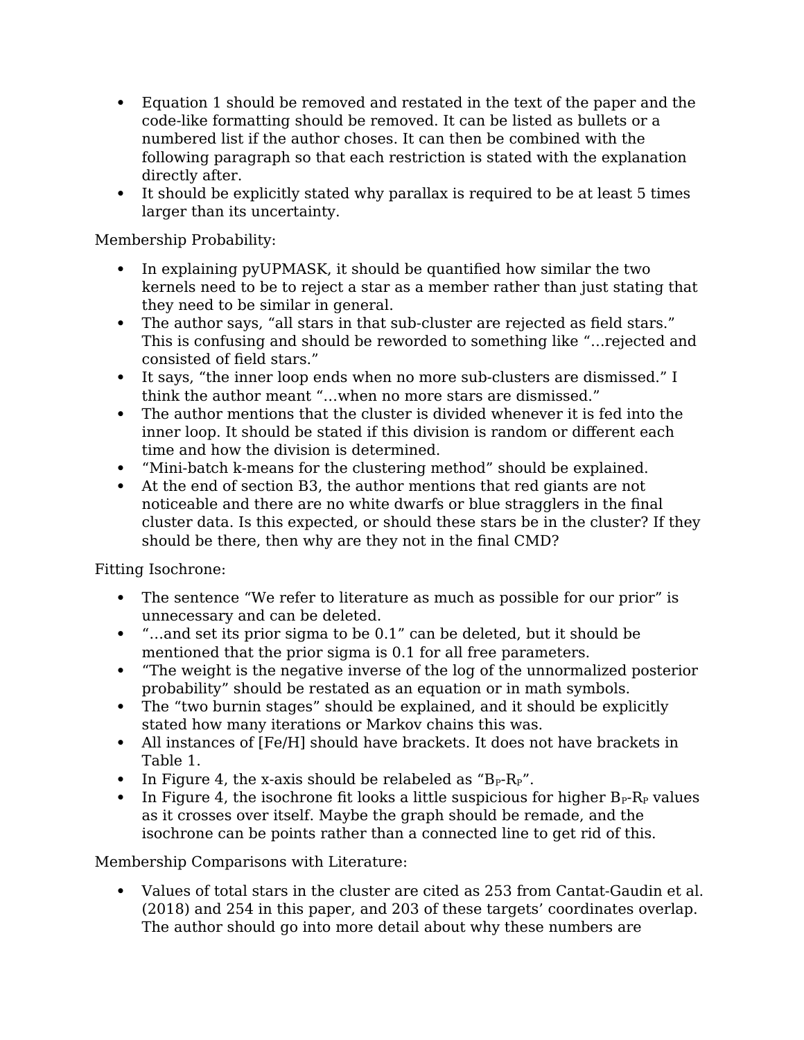- Equation 1 should be removed and restated in the text of the paper and the code-like formatting should be removed. It can be listed as bullets or a numbered list if the author choses. It can then be combined with the following paragraph so that each restriction is stated with the explanation directly after.
- It should be explicitly stated why parallax is required to be at least 5 times larger than its uncertainty.

Membership Probability:

- In explaining pyUPMASK, it should be quantified how similar the two kernels need to be to reject a star as a member rather than just stating that they need to be similar in general.
- The author says, "all stars in that sub-cluster are rejected as field stars." This is confusing and should be reworded to something like "…rejected and consisted of field stars."
- It says, "the inner loop ends when no more sub-clusters are dismissed." I think the author meant "…when no more stars are dismissed."
- The author mentions that the cluster is divided whenever it is fed into the inner loop. It should be stated if this division is random or different each time and how the division is determined.
- "Mini-batch k-means for the clustering method" should be explained.
- At the end of section B3, the author mentions that red giants are not noticeable and there are no white dwarfs or blue stragglers in the final cluster data. Is this expected, or should these stars be in the cluster? If they should be there, then why are they not in the final CMD?

Fitting Isochrone:

- The sentence "We refer to literature as much as possible for our prior" is unnecessary and can be deleted.
- "…and set its prior sigma to be 0.1" can be deleted, but it should be mentioned that the prior sigma is 0.1 for all free parameters.
- "The weight is the negative inverse of the log of the unnormalized posterior probability" should be restated as an equation or in math symbols.
- The "two burnin stages" should be explained, and it should be explicitly stated how many iterations or Markov chains this was.
- All instances of [Fe/H] should have brackets. It does not have brackets in Table 1.
- In Figure 4, the x-axis should be relabeled as "$B_P$-$R_P$".
- In Figure 4, the isochrone fit looks a little suspicious for higher $B_P$-$R_P$ values as it crosses over itself. Maybe the graph should be remade, and the isochrone can be points rather than a connected line to get rid of this.

Membership Comparisons with Literature:

- Values of total stars in the cluster are cited as 253 from Cantat-Gaudin et al. (2018) and 254 in this paper, and 203 of these targets' coordinates overlap. The author should go into more detail about why these numbers are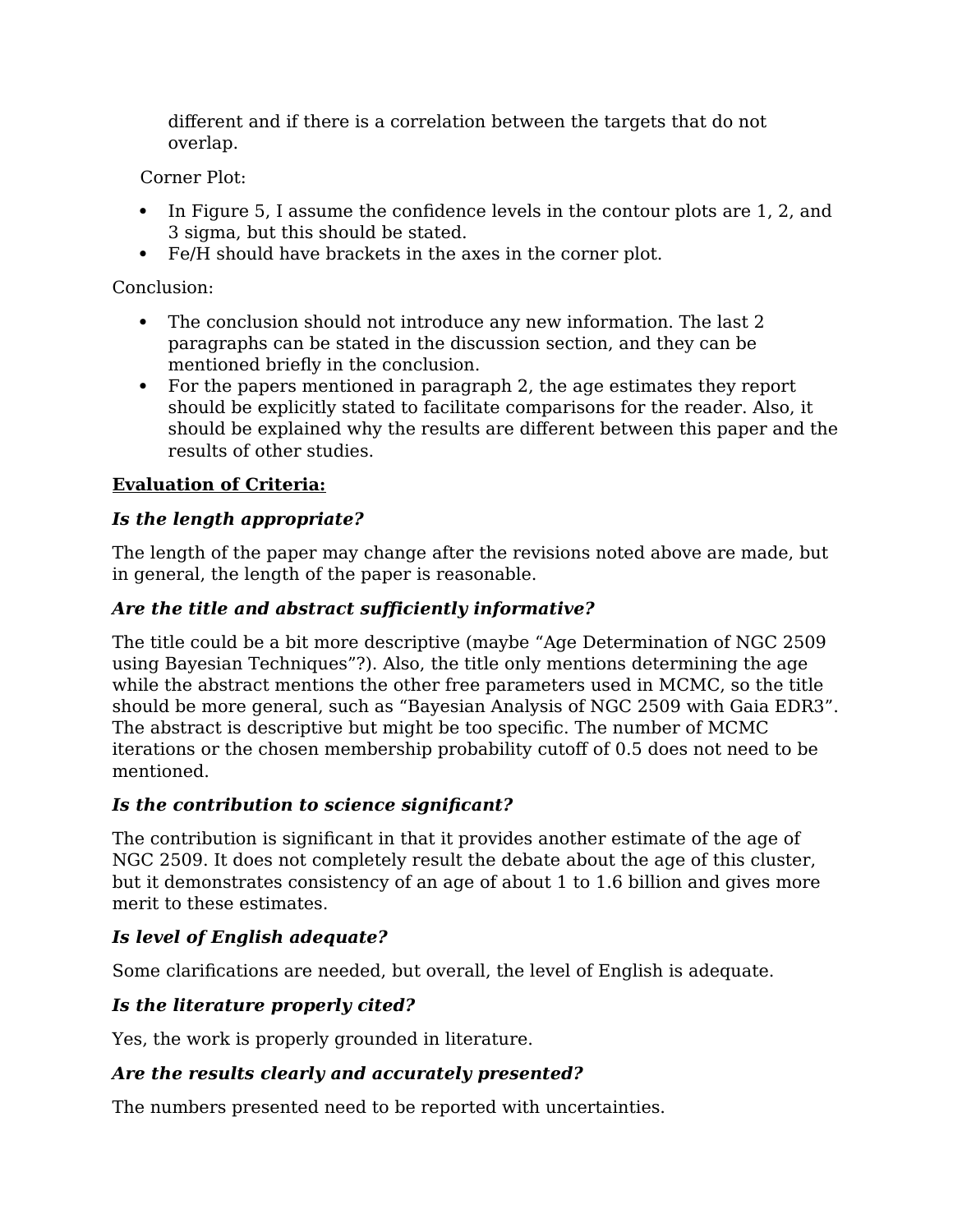different and if there is a correlation between the targets that do not overlap.

Corner Plot:

- In Figure 5, I assume the confidence levels in the contour plots are 1, 2, and 3 sigma, but this should be stated.
- Fe/H should have brackets in the axes in the corner plot.

Conclusion:

- The conclusion should not introduce any new information. The last 2 paragraphs can be stated in the discussion section, and they can be mentioned briefly in the conclusion.
- For the papers mentioned in paragraph 2, the age estimates they report should be explicitly stated to facilitate comparisons for the reader. Also, it should be explained why the results are different between this paper and the results of other studies.

**Evaluation of Criteria:**

***Is the length appropriate?***

The length of the paper may change after the revisions noted above are made, but in general, the length of the paper is reasonable.

***Are the title and abstract sufficiently informative?***

The title could be a bit more descriptive (maybe "Age Determination of NGC 2509 using Bayesian Techniques"?). Also, the title only mentions determining the age while the abstract mentions the other free parameters used in MCMC, so the title should be more general, such as "Bayesian Analysis of NGC 2509 with Gaia EDR3". The abstract is descriptive but might be too specific. The number of MCMC iterations or the chosen membership probability cutoff of 0.5 does not need to be mentioned.

***Is the contribution to science significant?***

The contribution is significant in that it provides another estimate of the age of NGC 2509. It does not completely result the debate about the age of this cluster, but it demonstrates consistency of an age of about 1 to 1.6 billion and gives more merit to these estimates.

***Is level of English adequate?***

Some clarifications are needed, but overall, the level of English is adequate.

***Is the literature properly cited?***

Yes, the work is properly grounded in literature.

***Are the results clearly and accurately presented?***

The numbers presented need to be reported with uncertainties.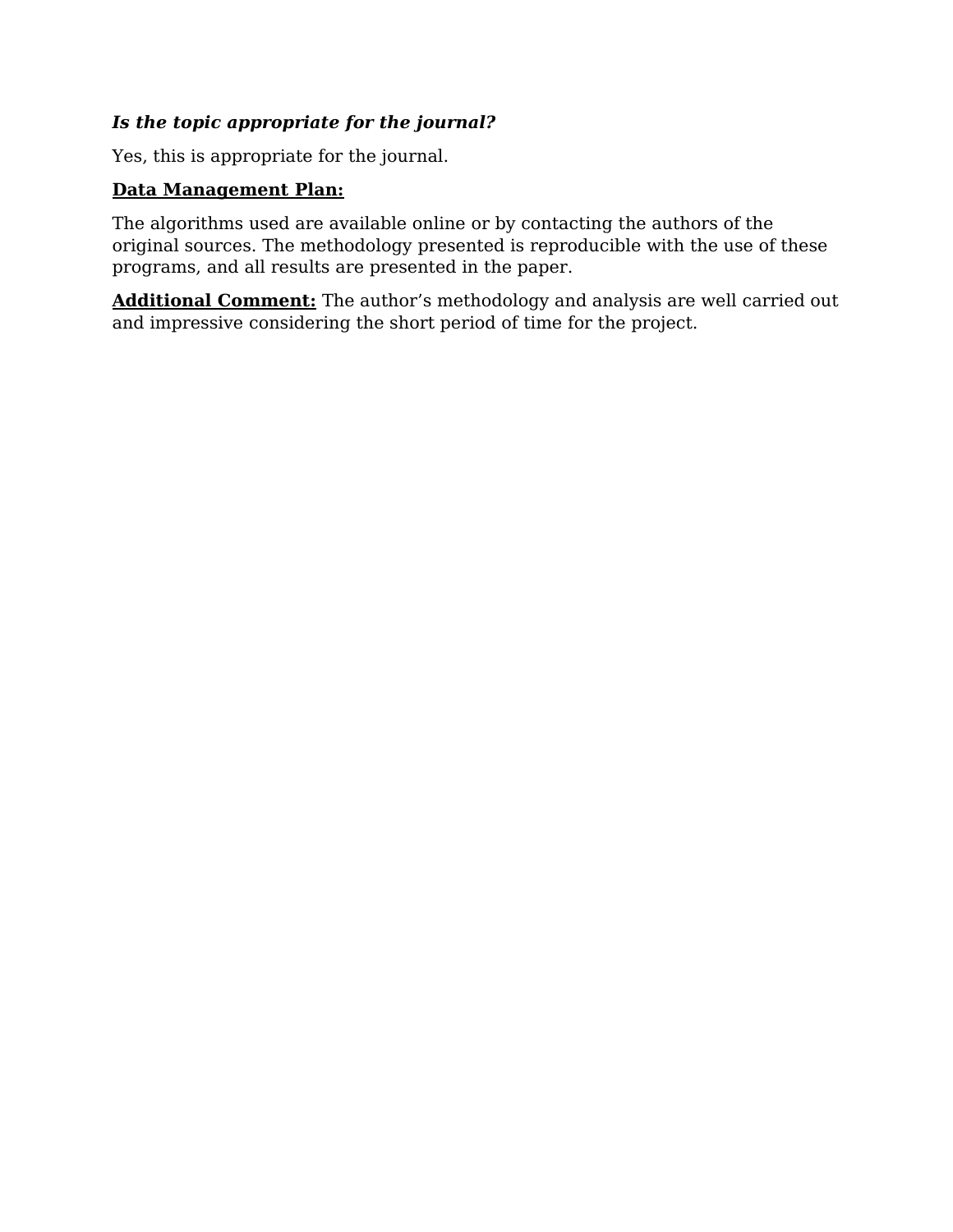***Is the topic appropriate for the journal?***

Yes, this is appropriate for the journal.

**Data Management Plan:**

The algorithms used are available online or by contacting the authors of the original sources. The methodology presented is reproducible with the use of these programs, and all results are presented in the paper.

**Additional Comment:** The author's methodology and analysis are well carried out and impressive considering the short period of time for the project.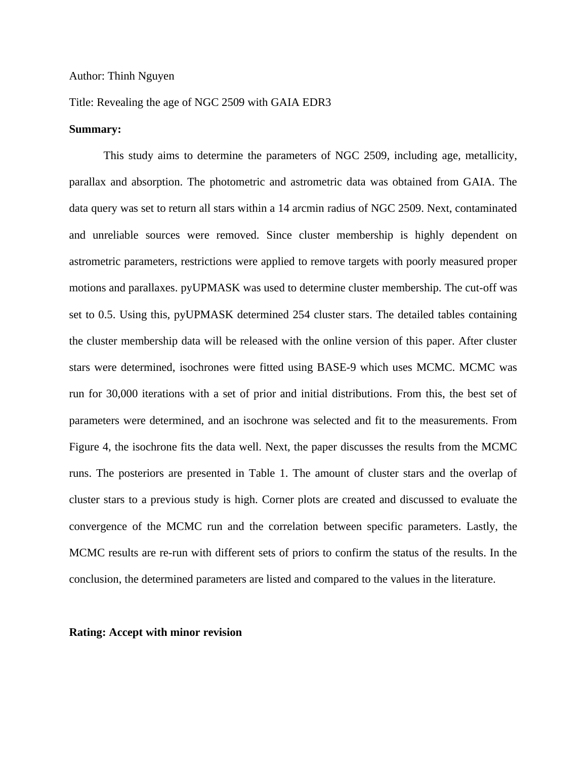Author: Thinh Nguyen

Title: Revealing the age of NGC 2509 with GAIA EDR3

**Summary:**

This study aims to determine the parameters of NGC 2509, including age, metallicity, parallax and absorption. The photometric and astrometric data was obtained from GAIA. The data query was set to return all stars within a 14 arcmin radius of NGC 2509. Next, contaminated and unreliable sources were removed. Since cluster membership is highly dependent on astrometric parameters, restrictions were applied to remove targets with poorly measured proper motions and parallaxes. pyUPMASK was used to determine cluster membership. The cut-off was set to 0.5. Using this, pyUPMASK determined 254 cluster stars. The detailed tables containing the cluster membership data will be released with the online version of this paper. After cluster stars were determined, isochrones were fitted using BASE-9 which uses MCMC. MCMC was run for 30,000 iterations with a set of prior and initial distributions. From this, the best set of parameters were determined, and an isochrone was selected and fit to the measurements. From Figure 4, the isochrone fits the data well. Next, the paper discusses the results from the MCMC runs. The posteriors are presented in Table 1. The amount of cluster stars and the overlap of cluster stars to a previous study is high. Corner plots are created and discussed to evaluate the convergence of the MCMC run and the correlation between specific parameters. Lastly, the MCMC results are re-run with different sets of priors to confirm the status of the results. In the conclusion, the determined parameters are listed and compared to the values in the literature.

**Rating: Accept with minor revision**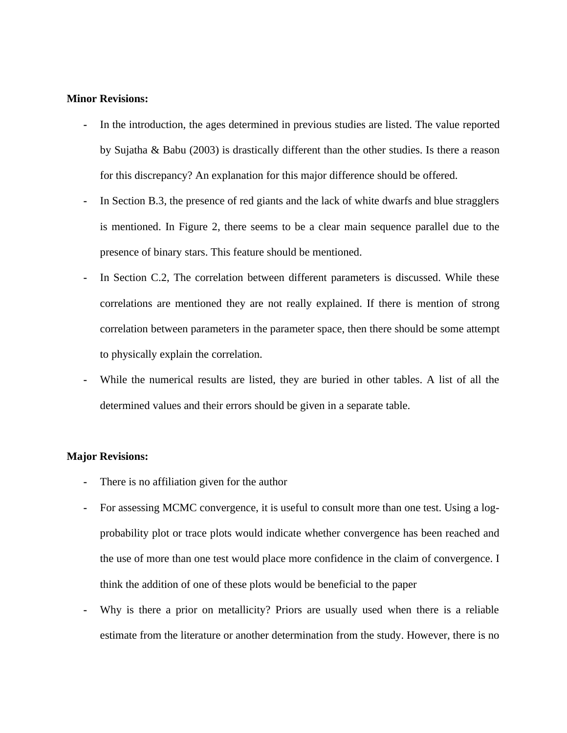**Minor Revisions:**

- In the introduction, the ages determined in previous studies are listed. The value reported by Sujatha & Babu (2003) is drastically different than the other studies. Is there a reason for this discrepancy? An explanation for this major difference should be offered.
- In Section B.3, the presence of red giants and the lack of white dwarfs and blue stragglers is mentioned. In Figure 2, there seems to be a clear main sequence parallel due to the presence of binary stars. This feature should be mentioned.
- In Section C.2, The correlation between different parameters is discussed. While these correlations are mentioned they are not really explained. If there is mention of strong correlation between parameters in the parameter space, then there should be some attempt to physically explain the correlation.
- While the numerical results are listed, they are buried in other tables. A list of all the determined values and their errors should be given in a separate table.

**Major Revisions:**

- There is no affiliation given for the author
- For assessing MCMC convergence, it is useful to consult more than one test. Using a log-probability plot or trace plots would indicate whether convergence has been reached and the use of more than one test would place more confidence in the claim of convergence. I think the addition of one of these plots would be beneficial to the paper
- Why is there a prior on metallicity? Priors are usually used when there is a reliable estimate from the literature or another determination from the study. However, there is no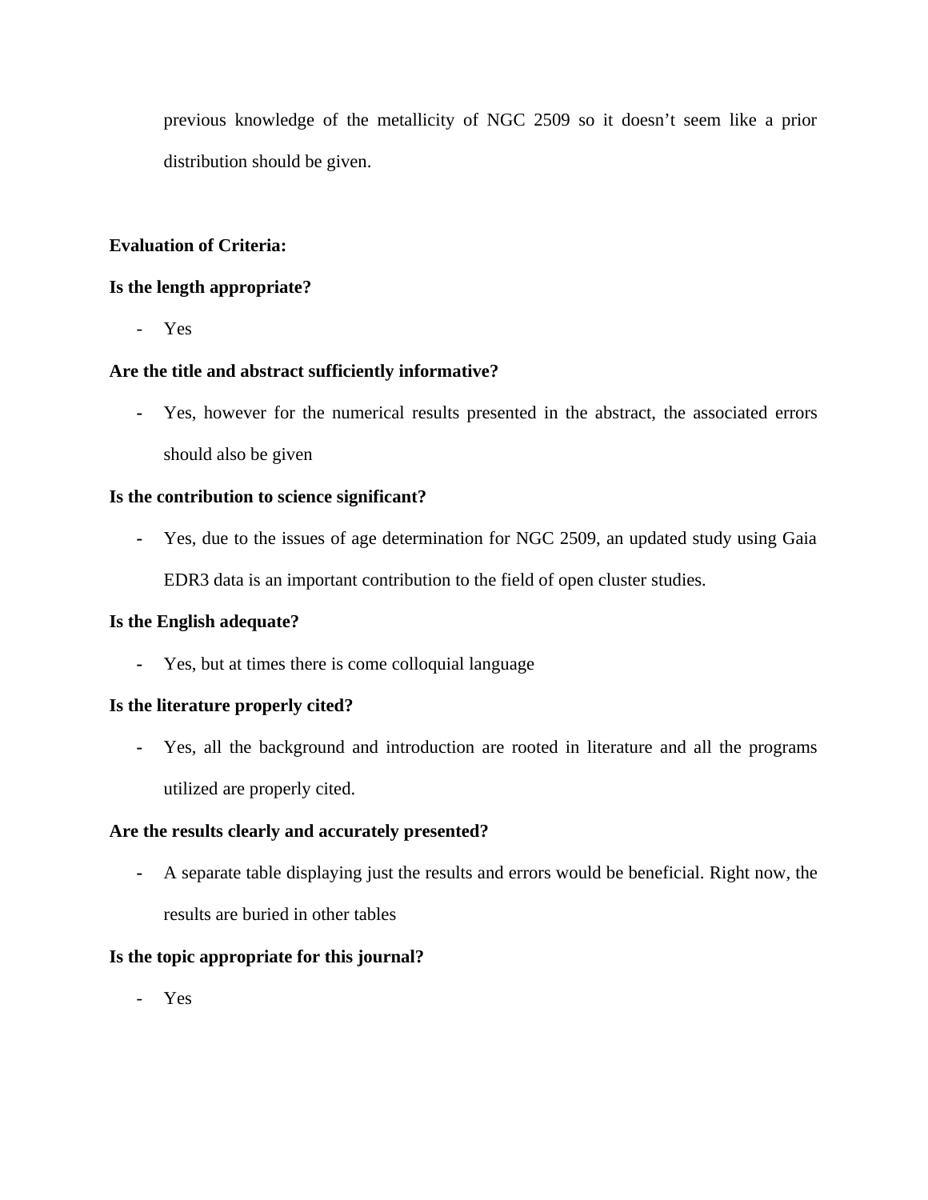previous knowledge of the metallicity of NGC 2509 so it doesn't seem like a prior distribution should be given.

**Evaluation of Criteria:**

**Is the length appropriate?**

- Yes

**Are the title and abstract sufficiently informative?**

- Yes, however for the numerical results presented in the abstract, the associated errors should also be given

**Is the contribution to science significant?**

- Yes, due to the issues of age determination for NGC 2509, an updated study using Gaia EDR3 data is an important contribution to the field of open cluster studies.

**Is the English adequate?**

- Yes, but at times there is come colloquial language

**Is the literature properly cited?**

- Yes, all the background and introduction are rooted in literature and all the programs utilized are properly cited.

**Are the results clearly and accurately presented?**

- A separate table displaying just the results and errors would be beneficial. Right now, the results are buried in other tables

**Is the topic appropriate for this journal?**

- Yes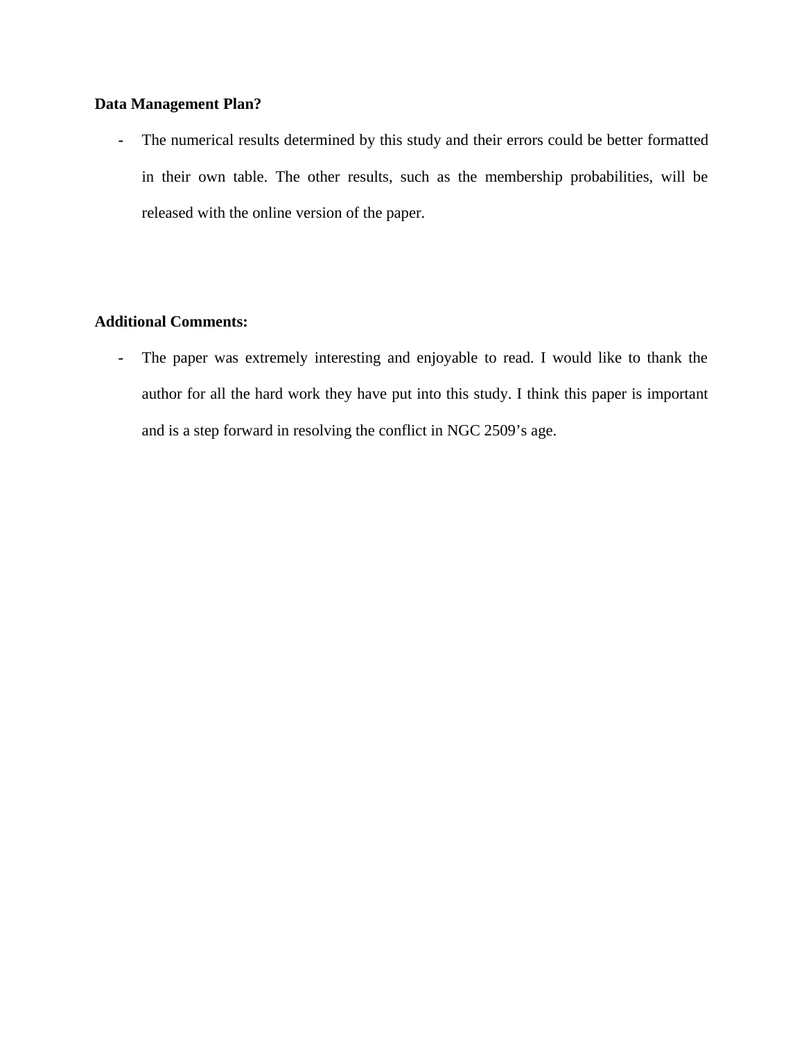**Data Management Plan?**

- The numerical results determined by this study and their errors could be better formatted in their own table. The other results, such as the membership probabilities, will be released with the online version of the paper.

**Additional Comments:**

- The paper was extremely interesting and enjoyable to read. I would like to thank the author for all the hard work they have put into this study. I think this paper is important and is a step forward in resolving the conflict in NGC 2509's age.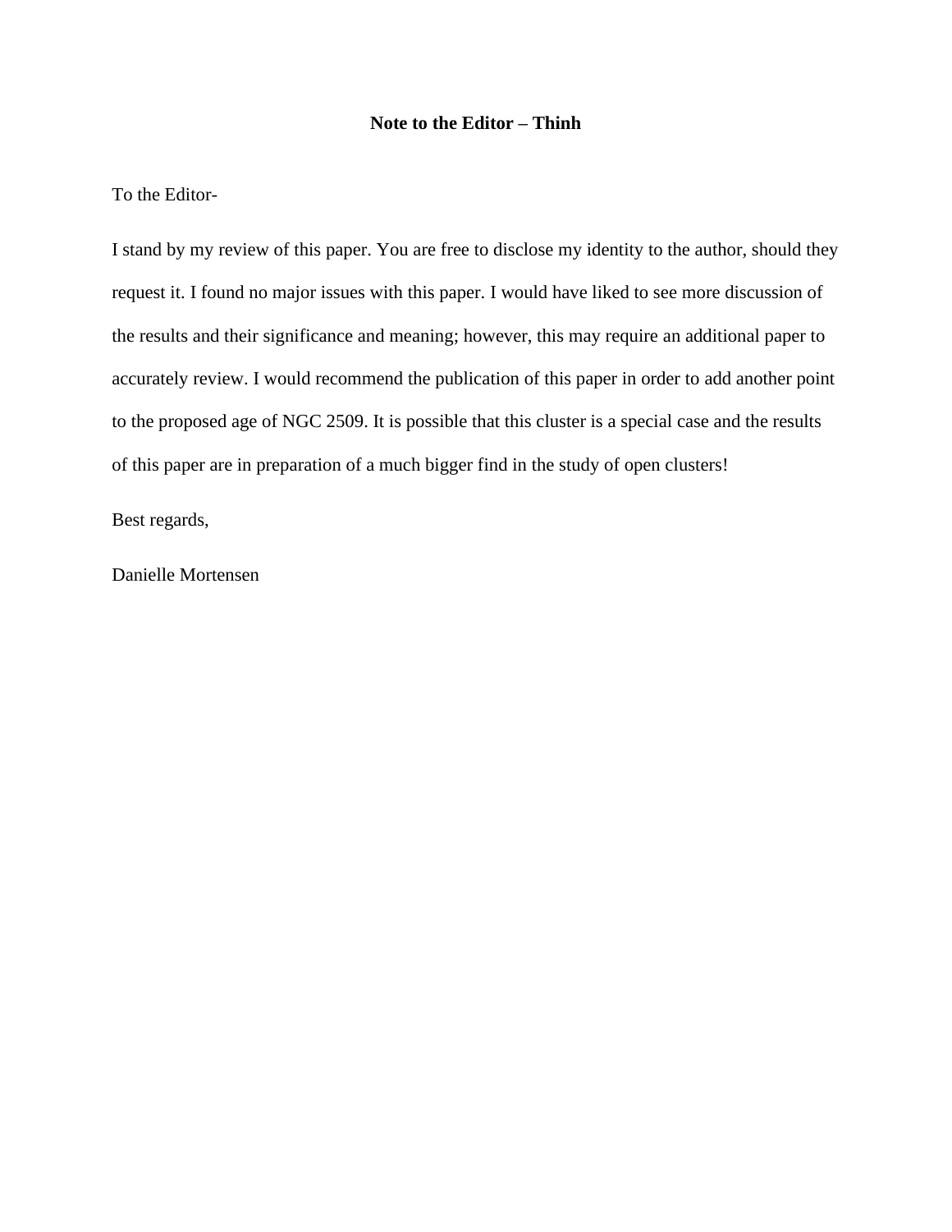# Note to the Editor – Thinh

To the Editor-

I stand by my review of this paper. You are free to disclose my identity to the author, should they request it. I found no major issues with this paper. I would have liked to see more discussion of the results and their significance and meaning; however, this may require an additional paper to accurately review. I would recommend the publication of this paper in order to add another point to the proposed age of NGC 2509. It is possible that this cluster is a special case and the results of this paper are in preparation of a much bigger find in the study of open clusters!

Best regards,

Danielle Mortensen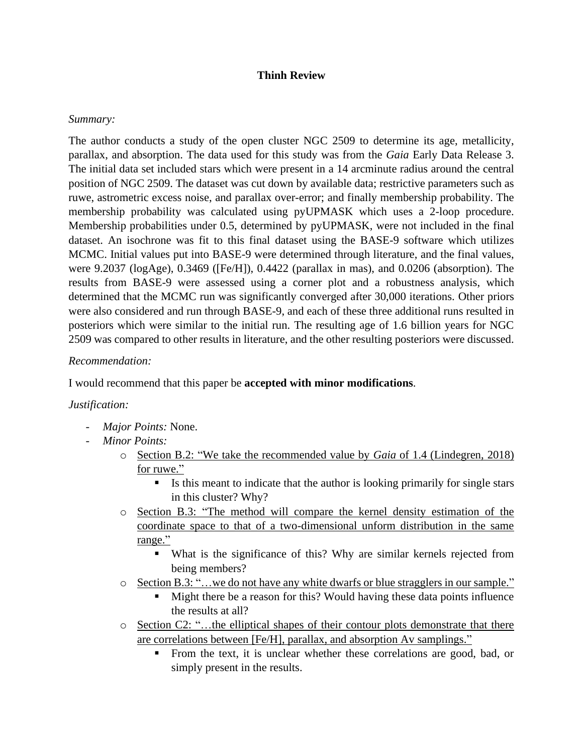**Thinh Review**

*Summary:*

The author conducts a study of the open cluster NGC 2509 to determine its age, metallicity, parallax, and absorption. The data used for this study was from the *Gaia* Early Data Release 3. The initial data set included stars which were present in a 14 arcminute radius around the central position of NGC 2509. The dataset was cut down by available data; restrictive parameters such as ruwe, astrometric excess noise, and parallax over-error; and finally membership probability. The membership probability was calculated using pyUPMASK which uses a 2-loop procedure. Membership probabilities under 0.5, determined by pyUPMASK, were not included in the final dataset. An isochrone was fit to this final dataset using the BASE-9 software which utilizes MCMC. Initial values put into BASE-9 were determined through literature, and the final values, were 9.2037 (logAge), 0.3469 ([Fe/H]), 0.4422 (parallax in mas), and 0.0206 (absorption). The results from BASE-9 were assessed using a corner plot and a robustness analysis, which determined that the MCMC run was significantly converged after 30,000 iterations. Other priors were also considered and run through BASE-9, and each of these three additional runs resulted in posteriors which were similar to the initial run. The resulting age of 1.6 billion years for NGC 2509 was compared to other results in literature, and the other resulting posteriors were discussed.

*Recommendation:*

I would recommend that this paper be **accepted with minor modifications**.

*Justification:*

- *Major Points:* None.
- *Minor Points:*
  - <u>Section B.2: "We take the recommended value by *Gaia* of 1.4 (Lindegren, 2018) for ruwe."</u>
    - Is this meant to indicate that the author is looking primarily for single stars in this cluster? Why?
  - <u>Section B.3: "The method will compare the kernel density estimation of the coordinate space to that of a two-dimensional unform distribution in the same range."</u>
    - What is the significance of this? Why are similar kernels rejected from being members?
  - <u>Section B.3: "…we do not have any white dwarfs or blue stragglers in our sample."</u>
    - Might there be a reason for this? Would having these data points influence the results at all?
  - <u>Section C2: "…the elliptical shapes of their contour plots demonstrate that there are correlations between [Fe/H], parallax, and absorption Av samplings."</u>
    - From the text, it is unclear whether these correlations are good, bad, or simply present in the results.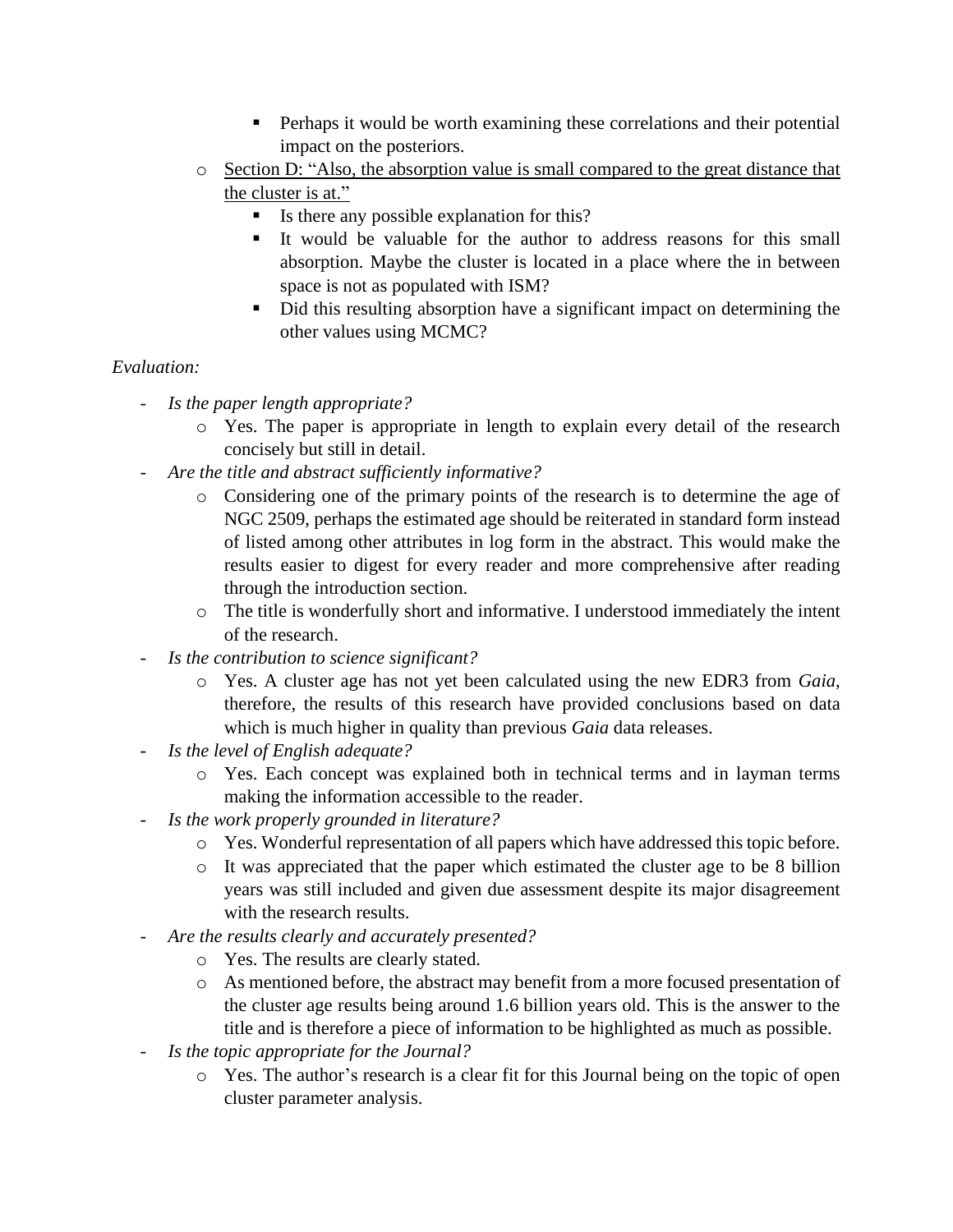- Perhaps it would be worth examining these correlations and their potential impact on the posteriors.
  - Section D: "Also, the absorption value is small compared to the great distance that the cluster is at."
    - Is there any possible explanation for this?
    - It would be valuable for the author to address reasons for this small absorption. Maybe the cluster is located in a place where the in between space is not as populated with ISM?
    - Did this resulting absorption have a significant impact on determining the other values using MCMC?

*Evaluation:*

- *Is the paper length appropriate?*
  - Yes. The paper is appropriate in length to explain every detail of the research concisely but still in detail.
- *Are the title and abstract sufficiently informative?*
  - Considering one of the primary points of the research is to determine the age of NGC 2509, perhaps the estimated age should be reiterated in standard form instead of listed among other attributes in log form in the abstract. This would make the results easier to digest for every reader and more comprehensive after reading through the introduction section.
  - The title is wonderfully short and informative. I understood immediately the intent of the research.
- *Is the contribution to science significant?*
  - Yes. A cluster age has not yet been calculated using the new EDR3 from *Gaia*, therefore, the results of this research have provided conclusions based on data which is much higher in quality than previous *Gaia* data releases.
- *Is the level of English adequate?*
  - Yes. Each concept was explained both in technical terms and in layman terms making the information accessible to the reader.
- *Is the work properly grounded in literature?*
  - Yes. Wonderful representation of all papers which have addressed this topic before.
  - It was appreciated that the paper which estimated the cluster age to be 8 billion years was still included and given due assessment despite its major disagreement with the research results.
- *Are the results clearly and accurately presented?*
  - Yes. The results are clearly stated.
  - As mentioned before, the abstract may benefit from a more focused presentation of the cluster age results being around 1.6 billion years old. This is the answer to the title and is therefore a piece of information to be highlighted as much as possible.
- *Is the topic appropriate for the Journal?*
  - Yes. The author's research is a clear fit for this Journal being on the topic of open cluster parameter analysis.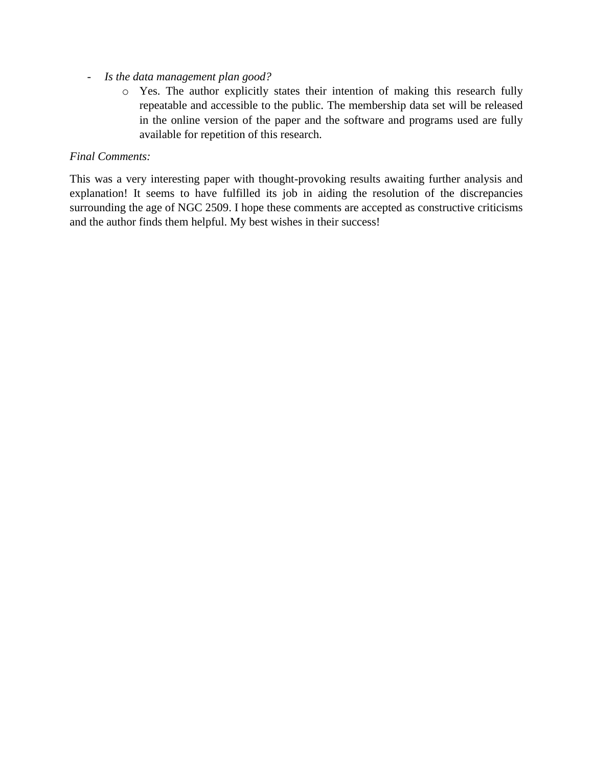- *Is the data management plan good?*
    - Yes. The author explicitly states their intention of making this research fully repeatable and accessible to the public. The membership data set will be released in the online version of the paper and the software and programs used are fully available for repetition of this research.

*Final Comments:*

This was a very interesting paper with thought-provoking results awaiting further analysis and explanation! It seems to have fulfilled its job in aiding the resolution of the discrepancies surrounding the age of NGC 2509. I hope these comments are accepted as constructive criticisms and the author finds them helpful. My best wishes in their success!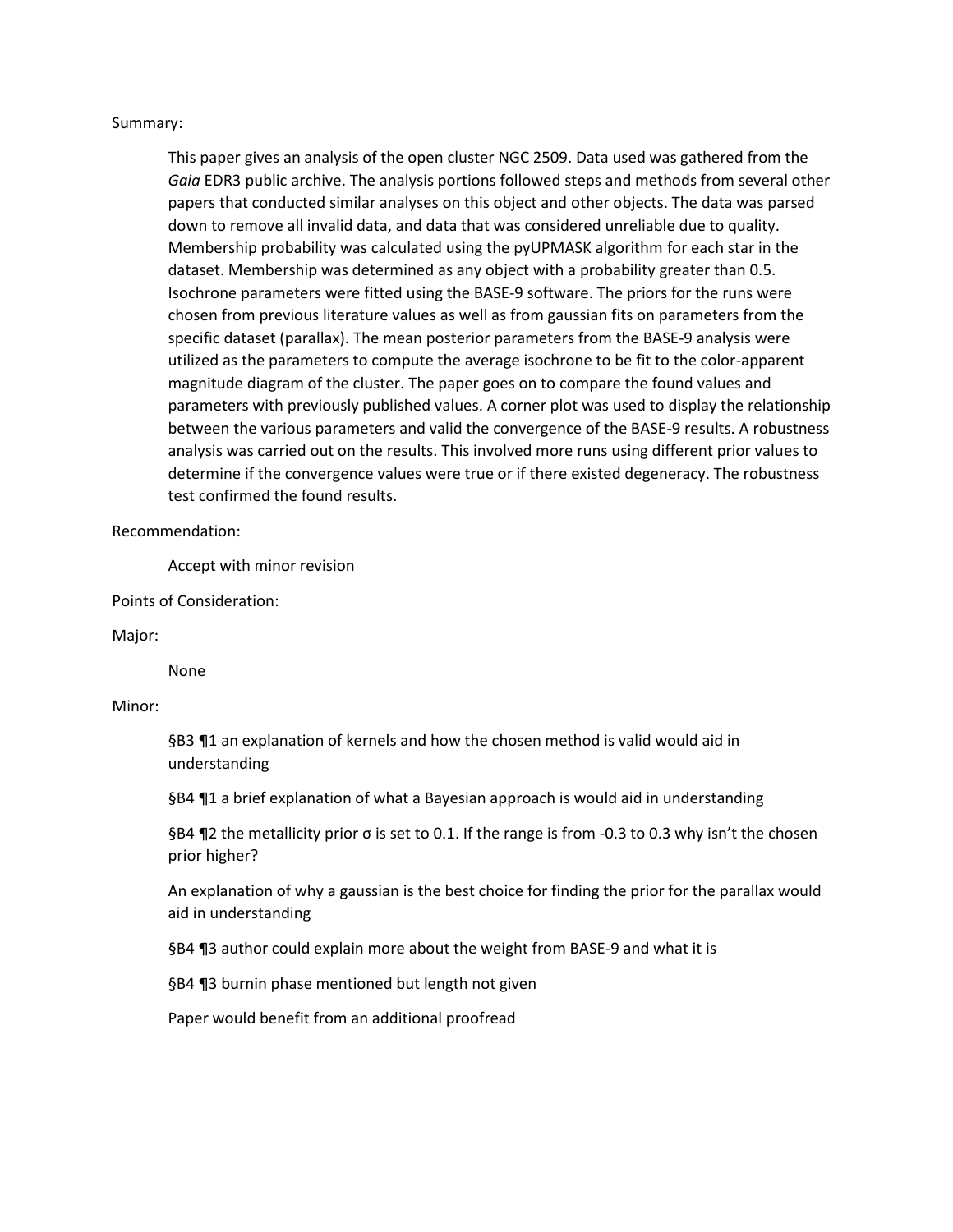Summary:

This paper gives an analysis of the open cluster NGC 2509. Data used was gathered from the *Gaia* EDR3 public archive. The analysis portions followed steps and methods from several other papers that conducted similar analyses on this object and other objects. The data was parsed down to remove all invalid data, and data that was considered unreliable due to quality. Membership probability was calculated using the pyUPMASK algorithm for each star in the dataset. Membership was determined as any object with a probability greater than 0.5. Isochrone parameters were fitted using the BASE-9 software. The priors for the runs were chosen from previous literature values as well as from gaussian fits on parameters from the specific dataset (parallax). The mean posterior parameters from the BASE-9 analysis were utilized as the parameters to compute the average isochrone to be fit to the color-apparent magnitude diagram of the cluster. The paper goes on to compare the found values and parameters with previously published values. A corner plot was used to display the relationship between the various parameters and valid the convergence of the BASE-9 results. A robustness analysis was carried out on the results. This involved more runs using different prior values to determine if the convergence values were true or if there existed degeneracy. The robustness test confirmed the found results.

Recommendation:

Accept with minor revision

Points of Consideration:

Major:

None

Minor:

§B3 ¶1 an explanation of kernels and how the chosen method is valid would aid in understanding

§B4 ¶1 a brief explanation of what a Bayesian approach is would aid in understanding

§B4 ¶2 the metallicity prior σ is set to 0.1. If the range is from -0.3 to 0.3 why isn't the chosen prior higher?

An explanation of why a gaussian is the best choice for finding the prior for the parallax would aid in understanding

§B4 ¶3 author could explain more about the weight from BASE-9 and what it is

§B4 ¶3 burnin phase mentioned but length not given

Paper would benefit from an additional proofread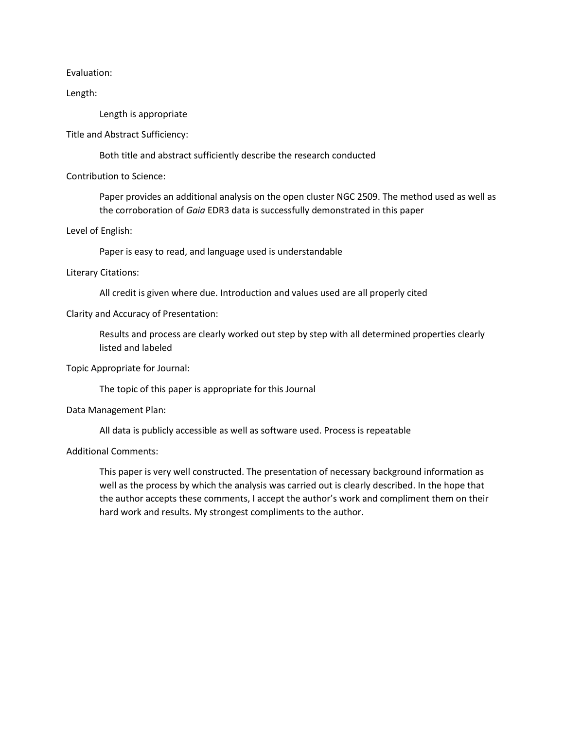Evaluation:

Length:

> Length is appropriate

Title and Abstract Sufficiency:

> Both title and abstract sufficiently describe the research conducted

Contribution to Science:

> Paper provides an additional analysis on the open cluster NGC 2509. The method used as well as the corroboration of *Gaia* EDR3 data is successfully demonstrated in this paper

Level of English:

> Paper is easy to read, and language used is understandable

Literary Citations:

> All credit is given where due. Introduction and values used are all properly cited

Clarity and Accuracy of Presentation:

> Results and process are clearly worked out step by step with all determined properties clearly listed and labeled

Topic Appropriate for Journal:

> The topic of this paper is appropriate for this Journal

Data Management Plan:

> All data is publicly accessible as well as software used. Process is repeatable

Additional Comments:

> This paper is very well constructed. The presentation of necessary background information as well as the process by which the analysis was carried out is clearly described. In the hope that the author accepts these comments, I accept the author's work and compliment them on their hard work and results. My strongest compliments to the author.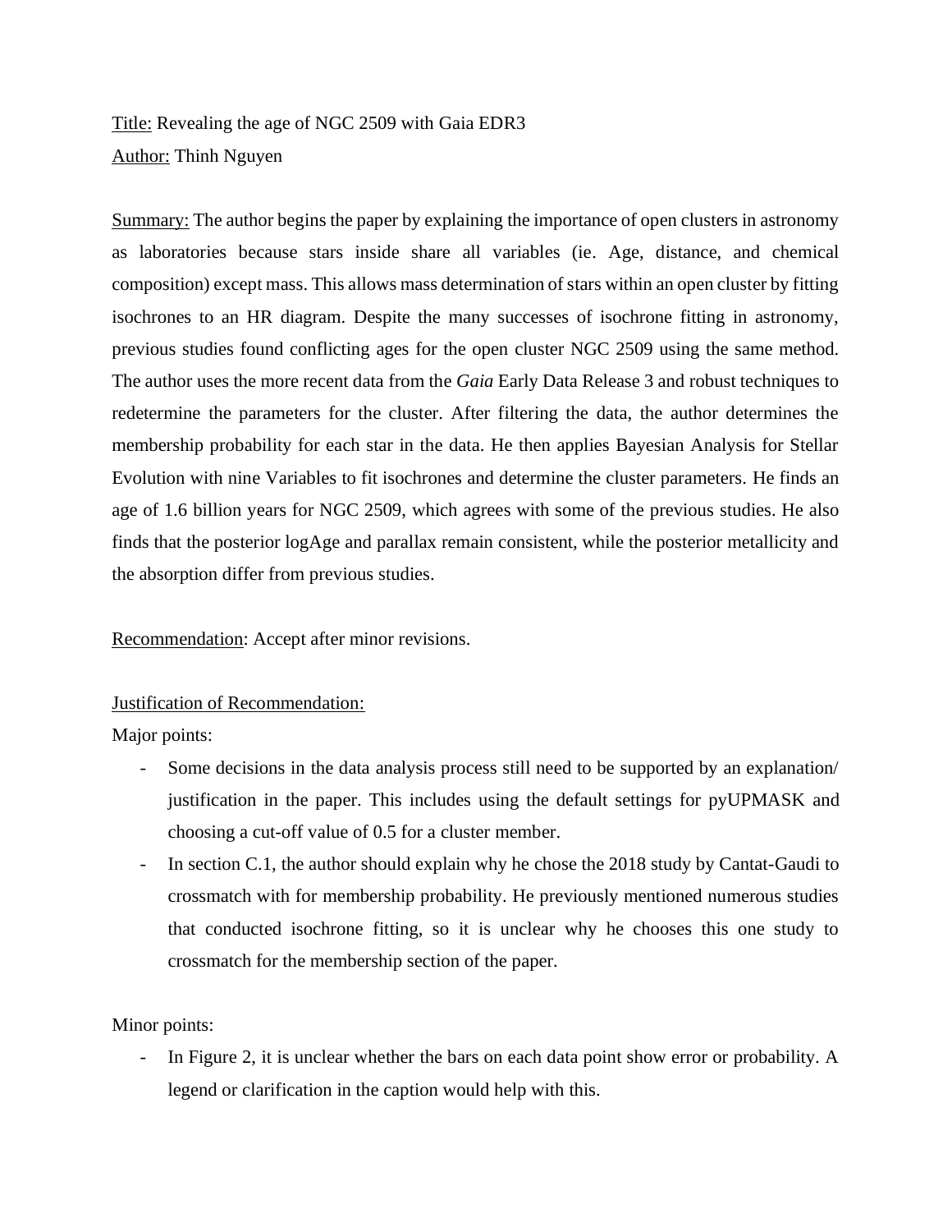<u>Title:</u> Revealing the age of NGC 2509 with Gaia EDR3

<u>Author:</u> Thinh Nguyen

<u>Summary:</u> The author begins the paper by explaining the importance of open clusters in astronomy as laboratories because stars inside share all variables (ie. Age, distance, and chemical composition) except mass. This allows mass determination of stars within an open cluster by fitting isochrones to an HR diagram. Despite the many successes of isochrone fitting in astronomy, previous studies found conflicting ages for the open cluster NGC 2509 using the same method. The author uses the more recent data from the *Gaia* Early Data Release 3 and robust techniques to redetermine the parameters for the cluster. After filtering the data, the author determines the membership probability for each star in the data. He then applies Bayesian Analysis for Stellar Evolution with nine Variables to fit isochrones and determine the cluster parameters. He finds an age of 1.6 billion years for NGC 2509, which agrees with some of the previous studies. He also finds that the posterior logAge and parallax remain consistent, while the posterior metallicity and the absorption differ from previous studies.

<u>Recommendation</u>: Accept after minor revisions.

<u>Justification of Recommendation:</u>

Major points:

- Some decisions in the data analysis process still need to be supported by an explanation/ justification in the paper. This includes using the default settings for pyUPMASK and choosing a cut-off value of 0.5 for a cluster member.
- In section C.1, the author should explain why he chose the 2018 study by Cantat-Gaudi to crossmatch with for membership probability. He previously mentioned numerous studies that conducted isochrone fitting, so it is unclear why he chooses this one study to crossmatch for the membership section of the paper.

Minor points:

- In Figure 2, it is unclear whether the bars on each data point show error or probability. A legend or clarification in the caption would help with this.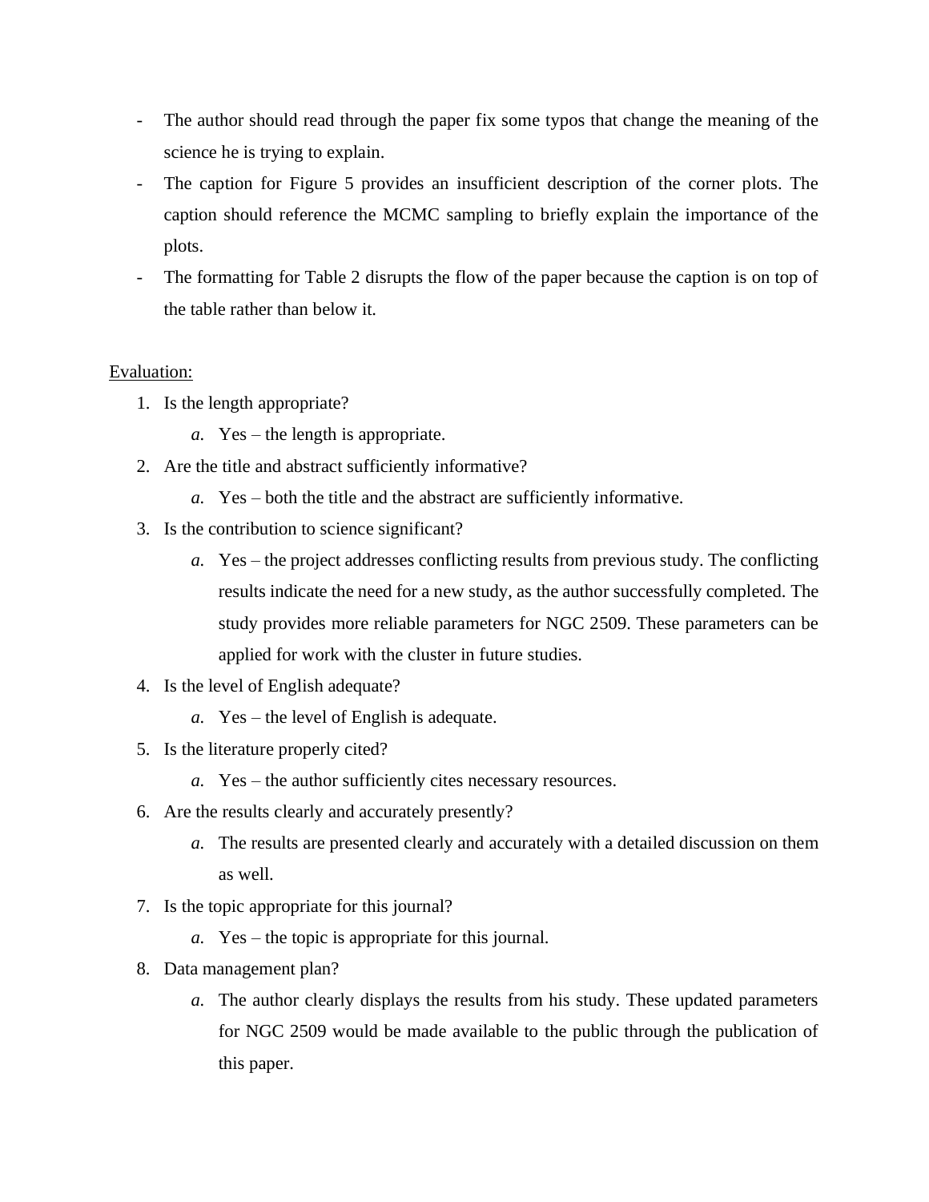- The author should read through the paper fix some typos that change the meaning of the science he is trying to explain.
- The caption for Figure 5 provides an insufficient description of the corner plots. The caption should reference the MCMC sampling to briefly explain the importance of the plots.
- The formatting for Table 2 disrupts the flow of the paper because the caption is on top of the table rather than below it.

<u>Evaluation:</u>

1. Is the length appropriate?
   a. Yes – the length is appropriate.
2. Are the title and abstract sufficiently informative?
   a. Yes – both the title and the abstract are sufficiently informative.
3. Is the contribution to science significant?
   a. Yes – the project addresses conflicting results from previous study. The conflicting results indicate the need for a new study, as the author successfully completed. The study provides more reliable parameters for NGC 2509. These parameters can be applied for work with the cluster in future studies.
4. Is the level of English adequate?
   a. Yes – the level of English is adequate.
5. Is the literature properly cited?
   a. Yes – the author sufficiently cites necessary resources.
6. Are the results clearly and accurately presently?
   a. The results are presented clearly and accurately with a detailed discussion on them as well.
7. Is the topic appropriate for this journal?
   a. Yes – the topic is appropriate for this journal.
8. Data management plan?
   a. The author clearly displays the results from his study. These updated parameters for NGC 2509 would be made available to the public through the publication of this paper.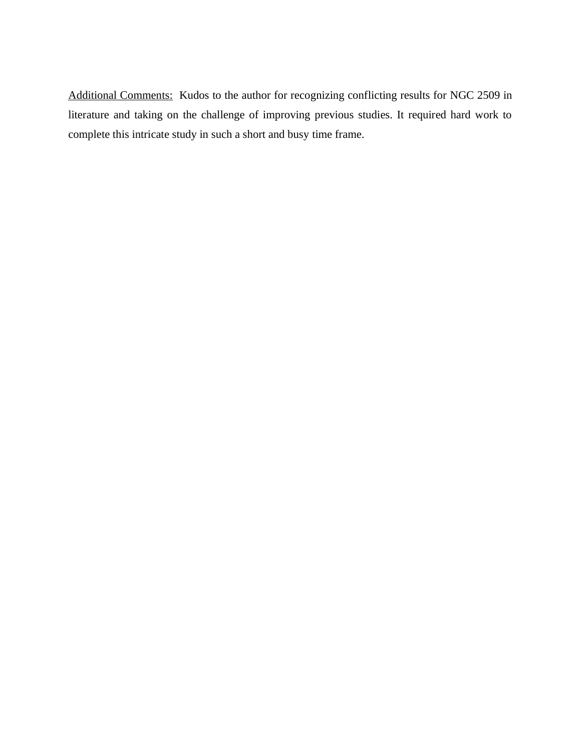<u>Additional Comments:</u> Kudos to the author for recognizing conflicting results for NGC 2509 in literature and taking on the challenge of improving previous studies. It required hard work to complete this intricate study in such a short and busy time frame.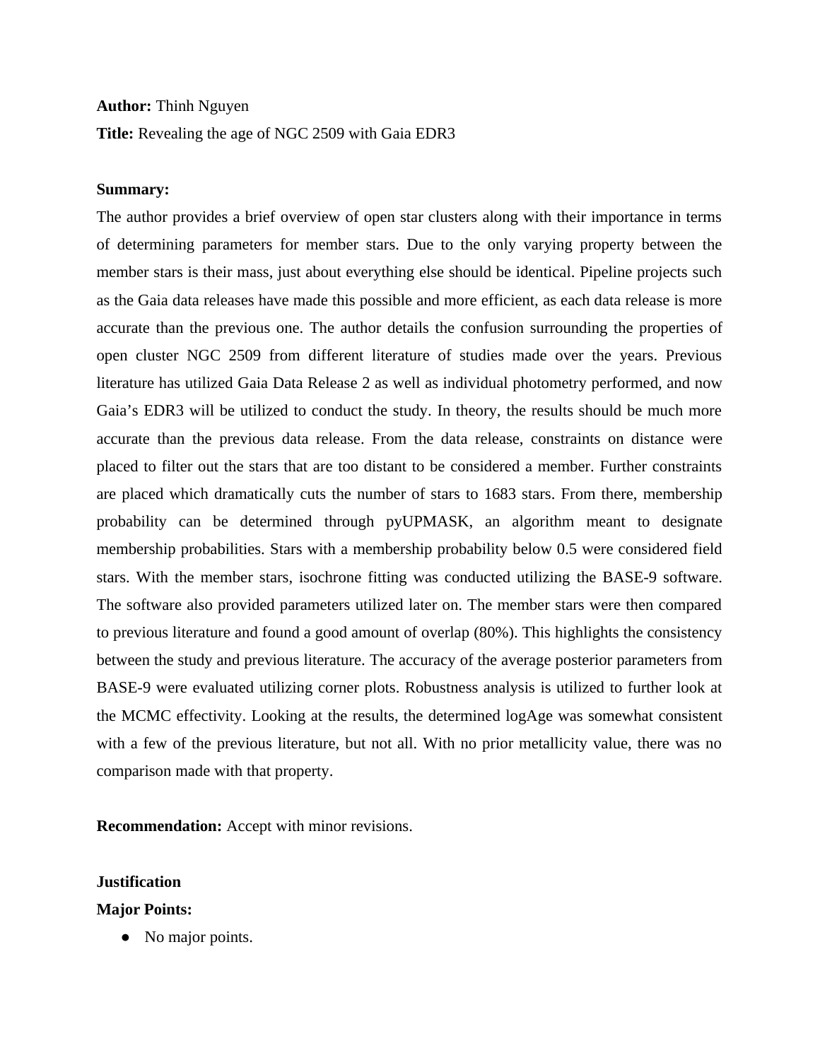**Author:** Thinh Nguyen

**Title:** Revealing the age of NGC 2509 with Gaia EDR3

**Summary:**

The author provides a brief overview of open star clusters along with their importance in terms of determining parameters for member stars. Due to the only varying property between the member stars is their mass, just about everything else should be identical. Pipeline projects such as the Gaia data releases have made this possible and more efficient, as each data release is more accurate than the previous one. The author details the confusion surrounding the properties of open cluster NGC 2509 from different literature of studies made over the years. Previous literature has utilized Gaia Data Release 2 as well as individual photometry performed, and now Gaia's EDR3 will be utilized to conduct the study. In theory, the results should be much more accurate than the previous data release. From the data release, constraints on distance were placed to filter out the stars that are too distant to be considered a member. Further constraints are placed which dramatically cuts the number of stars to 1683 stars. From there, membership probability can be determined through pyUPMASK, an algorithm meant to designate membership probabilities. Stars with a membership probability below 0.5 were considered field stars. With the member stars, isochrone fitting was conducted utilizing the BASE-9 software. The software also provided parameters utilized later on. The member stars were then compared to previous literature and found a good amount of overlap (80%). This highlights the consistency between the study and previous literature. The accuracy of the average posterior parameters from BASE-9 were evaluated utilizing corner plots. Robustness analysis is utilized to further look at the MCMC effectivity. Looking at the results, the determined logAge was somewhat consistent with a few of the previous literature, but not all. With no prior metallicity value, there was no comparison made with that property.

**Recommendation:** Accept with minor revisions.

**Justification**

**Major Points:**

- No major points.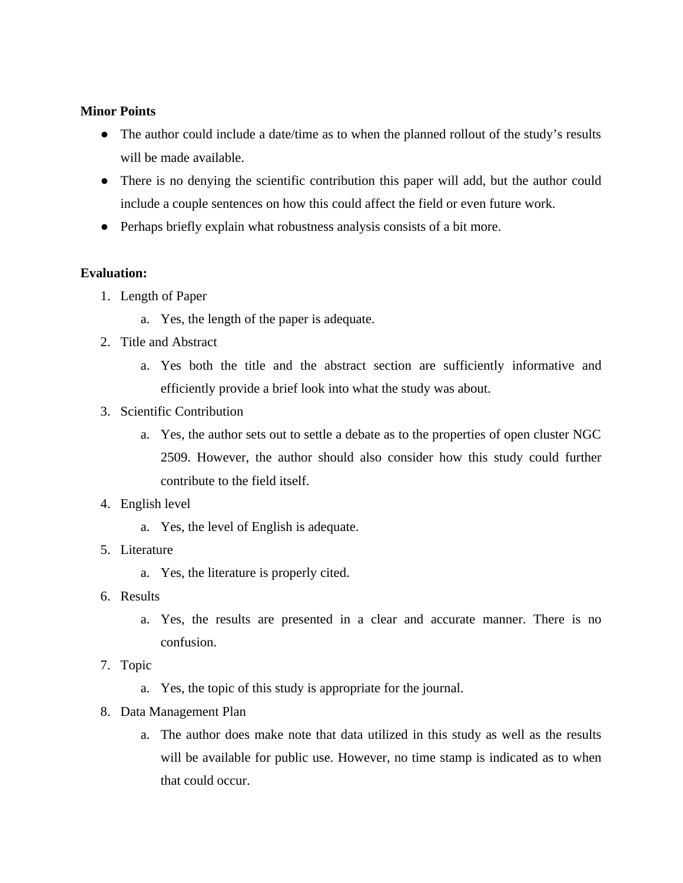**Minor Points**

- The author could include a date/time as to when the planned rollout of the study's results will be made available.
- There is no denying the scientific contribution this paper will add, but the author could include a couple sentences on how this could affect the field or even future work.
- Perhaps briefly explain what robustness analysis consists of a bit more.

**Evaluation:**

1. Length of Paper
   a. Yes, the length of the paper is adequate.
2. Title and Abstract
   a. Yes both the title and the abstract section are sufficiently informative and efficiently provide a brief look into what the study was about.
3. Scientific Contribution
   a. Yes, the author sets out to settle a debate as to the properties of open cluster NGC 2509. However, the author should also consider how this study could further contribute to the field itself.
4. English level
   a. Yes, the level of English is adequate.
5. Literature
   a. Yes, the literature is properly cited.
6. Results
   a. Yes, the results are presented in a clear and accurate manner. There is no confusion.
7. Topic
   a. Yes, the topic of this study is appropriate for the journal.
8. Data Management Plan
   a. The author does make note that data utilized in this study as well as the results will be available for public use. However, no time stamp is indicated as to when that could occur.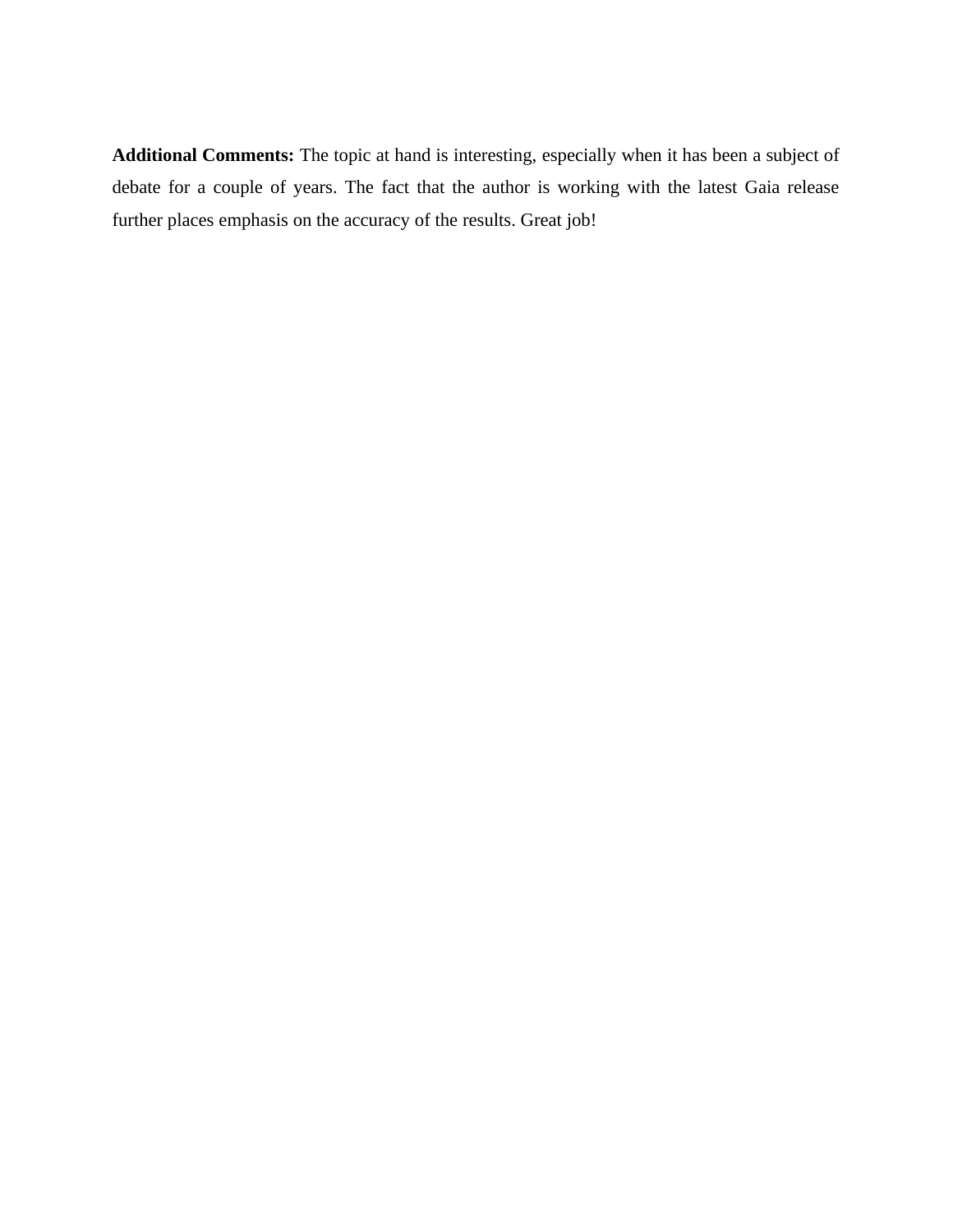**Additional Comments:** The topic at hand is interesting, especially when it has been a subject of debate for a couple of years. The fact that the author is working with the latest Gaia release further places emphasis on the accuracy of the results. Great job!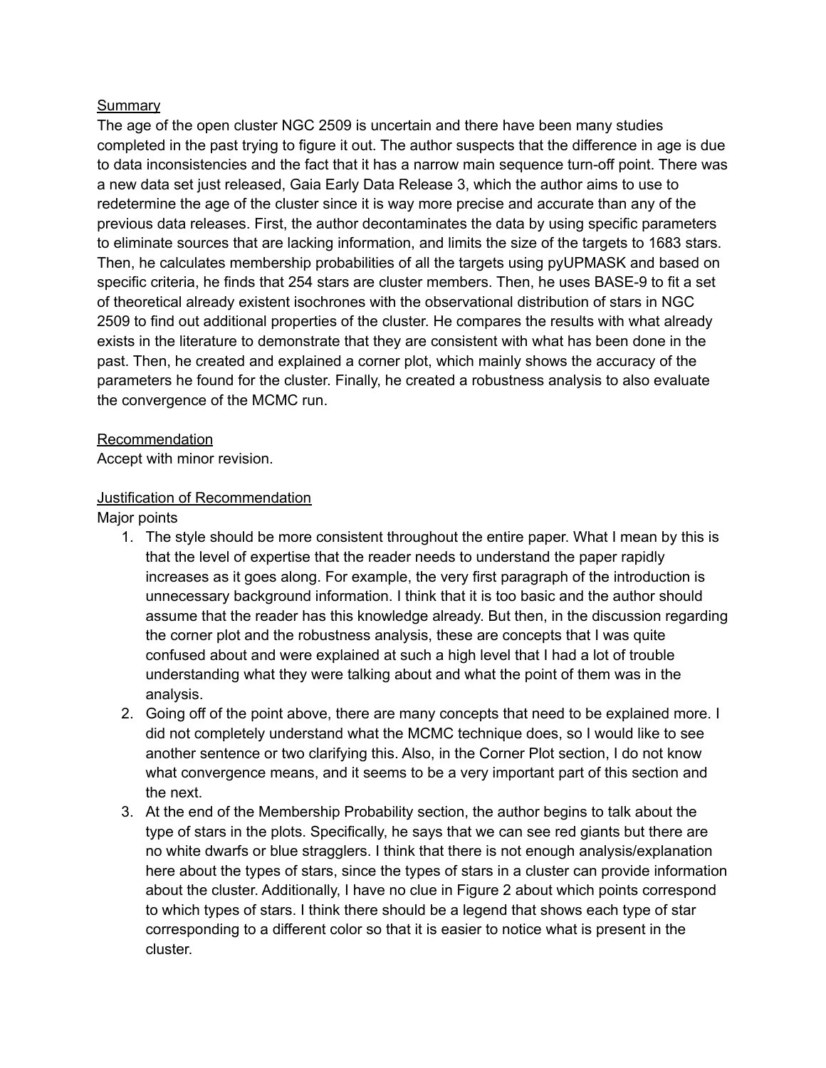Summary

The age of the open cluster NGC 2509 is uncertain and there have been many studies completed in the past trying to figure it out. The author suspects that the difference in age is due to data inconsistencies and the fact that it has a narrow main sequence turn-off point. There was a new data set just released, Gaia Early Data Release 3, which the author aims to use to redetermine the age of the cluster since it is way more precise and accurate than any of the previous data releases. First, the author decontaminates the data by using specific parameters to eliminate sources that are lacking information, and limits the size of the targets to 1683 stars. Then, he calculates membership probabilities of all the targets using pyUPMASK and based on specific criteria, he finds that 254 stars are cluster members. Then, he uses BASE-9 to fit a set of theoretical already existent isochrones with the observational distribution of stars in NGC 2509 to find out additional properties of the cluster. He compares the results with what already exists in the literature to demonstrate that they are consistent with what has been done in the past. Then, he created and explained a corner plot, which mainly shows the accuracy of the parameters he found for the cluster. Finally, he created a robustness analysis to also evaluate the convergence of the MCMC run.

Recommendation

Accept with minor revision.

Justification of Recommendation

Major points

1. The style should be more consistent throughout the entire paper. What I mean by this is that the level of expertise that the reader needs to understand the paper rapidly increases as it goes along. For example, the very first paragraph of the introduction is unnecessary background information. I think that it is too basic and the author should assume that the reader has this knowledge already. But then, in the discussion regarding the corner plot and the robustness analysis, these are concepts that I was quite confused about and were explained at such a high level that I had a lot of trouble understanding what they were talking about and what the point of them was in the analysis.
2. Going off of the point above, there are many concepts that need to be explained more. I did not completely understand what the MCMC technique does, so I would like to see another sentence or two clarifying this. Also, in the Corner Plot section, I do not know what convergence means, and it seems to be a very important part of this section and the next.
3. At the end of the Membership Probability section, the author begins to talk about the type of stars in the plots. Specifically, he says that we can see red giants but there are no white dwarfs or blue stragglers. I think that there is not enough analysis/explanation here about the types of stars, since the types of stars in a cluster can provide information about the cluster. Additionally, I have no clue in Figure 2 about which points correspond to which types of stars. I think there should be a legend that shows each type of star corresponding to a different color so that it is easier to notice what is present in the cluster.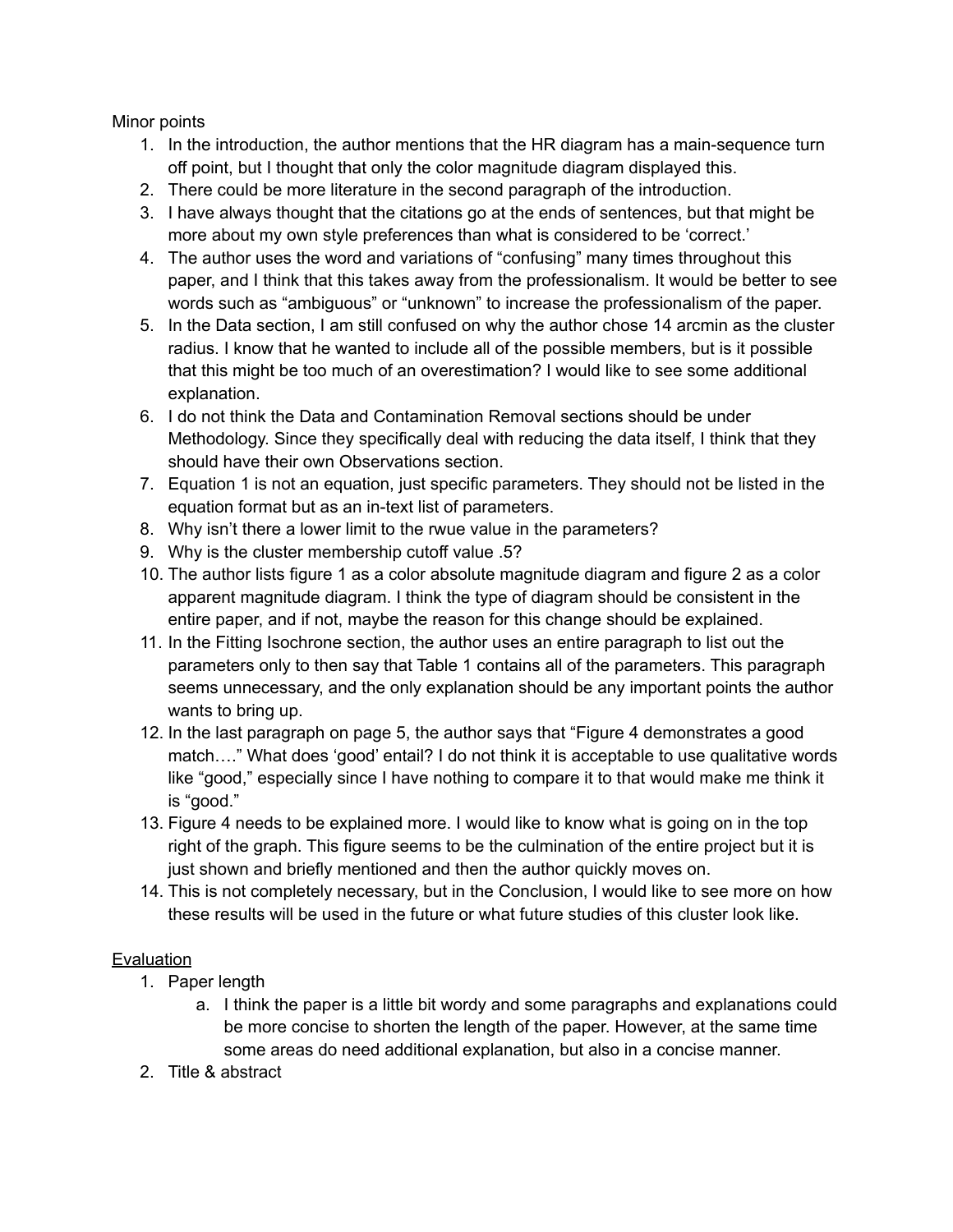Minor points

1. In the introduction, the author mentions that the HR diagram has a main-sequence turn off point, but I thought that only the color magnitude diagram displayed this.
2. There could be more literature in the second paragraph of the introduction.
3. I have always thought that the citations go at the ends of sentences, but that might be more about my own style preferences than what is considered to be 'correct.'
4. The author uses the word and variations of "confusing" many times throughout this paper, and I think that this takes away from the professionalism. It would be better to see words such as "ambiguous" or "unknown" to increase the professionalism of the paper.
5. In the Data section, I am still confused on why the author chose 14 arcmin as the cluster radius. I know that he wanted to include all of the possible members, but is it possible that this might be too much of an overestimation? I would like to see some additional explanation.
6. I do not think the Data and Contamination Removal sections should be under Methodology. Since they specifically deal with reducing the data itself, I think that they should have their own Observations section.
7. Equation 1 is not an equation, just specific parameters. They should not be listed in the equation format but as an in-text list of parameters.
8. Why isn't there a lower limit to the rwue value in the parameters?
9. Why is the cluster membership cutoff value .5?
10. The author lists figure 1 as a color absolute magnitude diagram and figure 2 as a color apparent magnitude diagram. I think the type of diagram should be consistent in the entire paper, and if not, maybe the reason for this change should be explained.
11. In the Fitting Isochrone section, the author uses an entire paragraph to list out the parameters only to then say that Table 1 contains all of the parameters. This paragraph seems unnecessary, and the only explanation should be any important points the author wants to bring up.
12. In the last paragraph on page 5, the author says that "Figure 4 demonstrates a good match…." What does 'good' entail? I do not think it is acceptable to use qualitative words like "good," especially since I have nothing to compare it to that would make me think it is "good."
13. Figure 4 needs to be explained more. I would like to know what is going on in the top right of the graph. This figure seems to be the culmination of the entire project but it is just shown and briefly mentioned and then the author quickly moves on.
14. This is not completely necessary, but in the Conclusion, I would like to see more on how these results will be used in the future or what future studies of this cluster look like.

Evaluation

1. Paper length
   a. I think the paper is a little bit wordy and some paragraphs and explanations could be more concise to shorten the length of the paper. However, at the same time some areas do need additional explanation, but also in a concise manner.
2. Title & abstract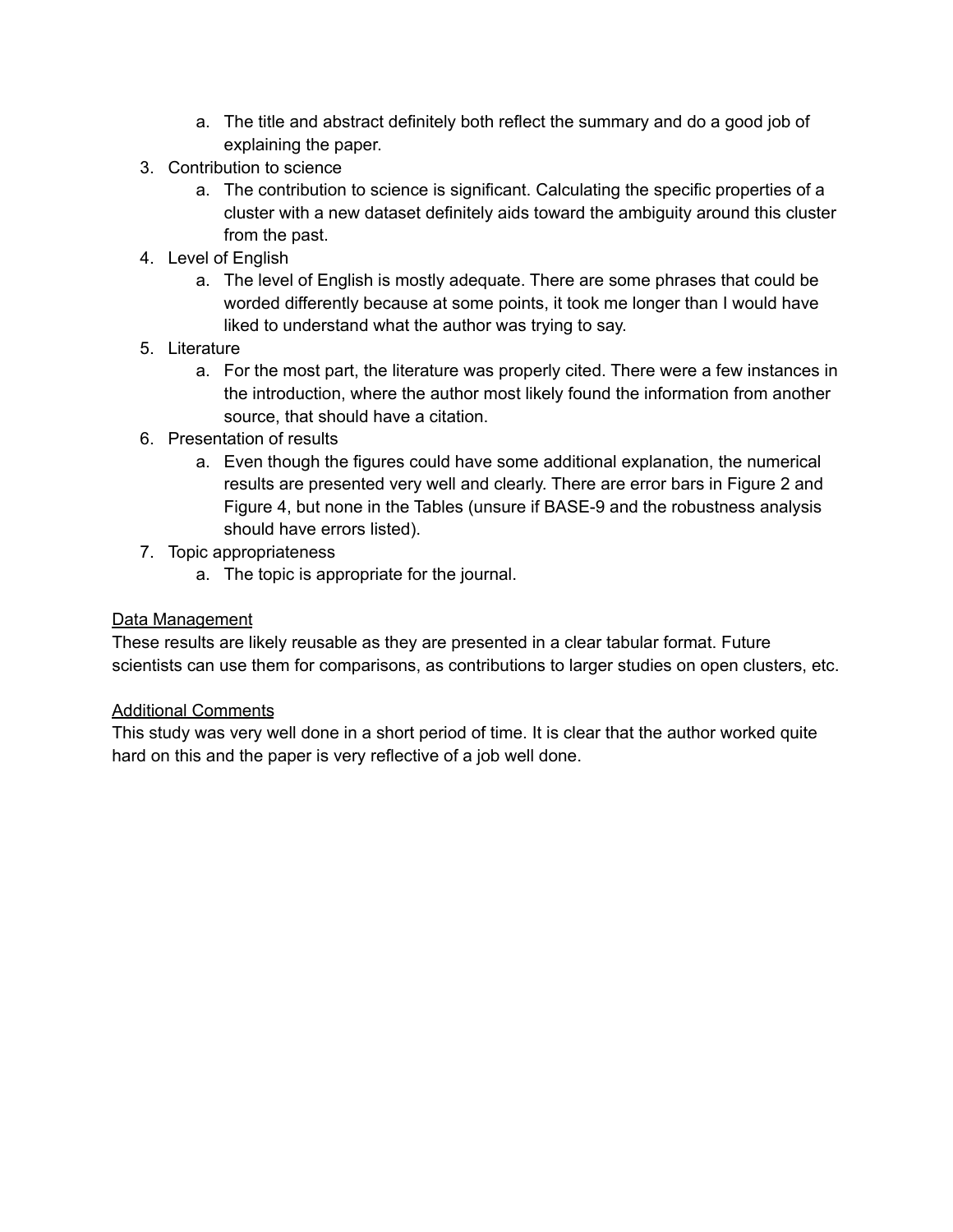a. The title and abstract definitely both reflect the summary and do a good job of explaining the paper.

3. Contribution to science
   a. The contribution to science is significant. Calculating the specific properties of a cluster with a new dataset definitely aids toward the ambiguity around this cluster from the past.
4. Level of English
   a. The level of English is mostly adequate. There are some phrases that could be worded differently because at some points, it took me longer than I would have liked to understand what the author was trying to say.
5. Literature
   a. For the most part, the literature was properly cited. There were a few instances in the introduction, where the author most likely found the information from another source, that should have a citation.
6. Presentation of results
   a. Even though the figures could have some additional explanation, the numerical results are presented very well and clearly. There are error bars in Figure 2 and Figure 4, but none in the Tables (unsure if BASE-9 and the robustness analysis should have errors listed).
7. Topic appropriateness
   a. The topic is appropriate for the journal.

<u>Data Management</u>

These results are likely reusable as they are presented in a clear tabular format. Future scientists can use them for comparisons, as contributions to larger studies on open clusters, etc.

<u>Additional Comments</u>

This study was very well done in a short period of time. It is clear that the author worked quite hard on this and the paper is very reflective of a job well done.